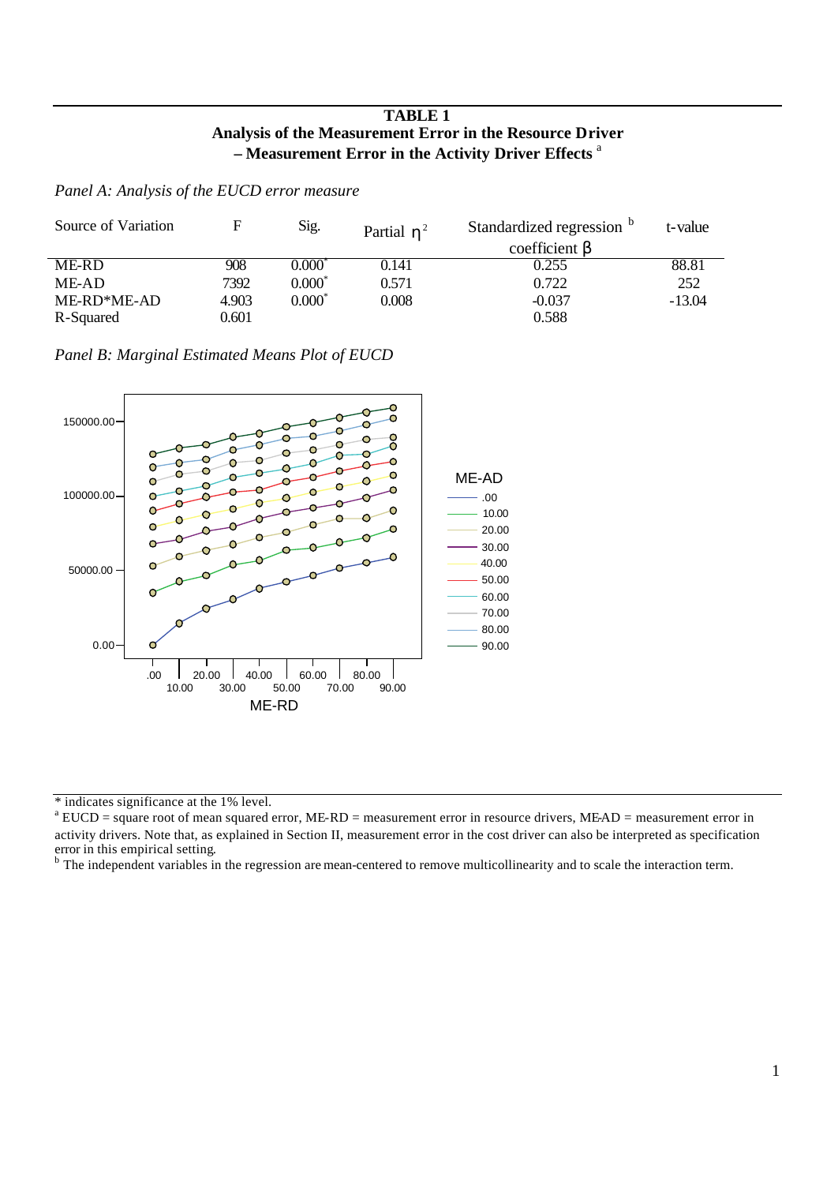# TABLE 1
## Analysis of the Measurement Error in the Resource Driver – Measurement Error in the Activity Driver Effects [a]

*Panel A: Analysis of the EUCD error measure*

| Source of Variation | F | Sig. | Partial $\eta^2$ | Standardized regression [b] coefficient $\beta$ | t-value |
|---|---|---|---|---|---|
| ME-RD | 908 | 0.000* | 0.141 | 0.255 | 88.81 |
| ME-AD | 7392 | 0.000* | 0.571 | 0.722 | 252 |
| ME-RD*ME-AD | 4.903 | 0.000* | 0.008 | -0.037 | -13.04 |
| R-Squared | 0.601 | | | 0.588 | |

*Panel B: Marginal Estimated Means Plot of EUCD*

---

* indicates significance at the 1% level.

[a] EUCD = square root of mean squared error, ME-RD = measurement error in resource drivers, ME-AD = measurement error in activity drivers. Note that, as explained in Section II, measurement error in the cost driver can also be interpreted as specification error in this empirical setting.

[b] The independent variables in the regression are mean-centered to remove multicollinearity and to scale the interaction term.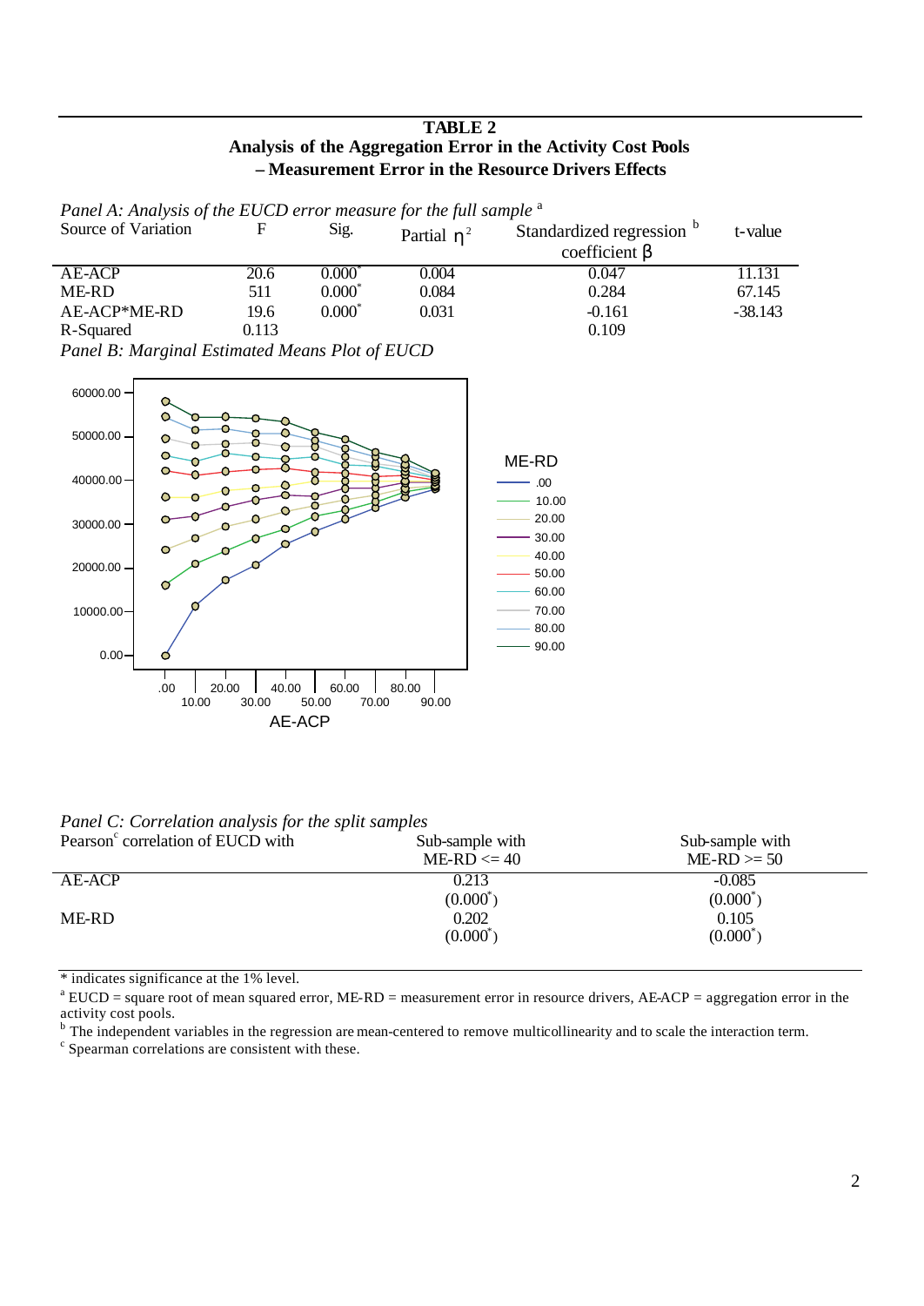**TABLE 2**
**Analysis of the Aggregation Error in the Activity Cost Pools – Measurement Error in the Resource Drivers Effects**

*Panel A: Analysis of the EUCD error measure for the full sample* [a]

| Source of Variation | F | Sig. | Partial $\eta^2$ | Standardized regression [b] coefficient $\beta$ | t-value |
|---|---|---|---|---|---|
| AE-ACP | 20.6 | 0.000* | 0.004 | 0.047 | 11.131 |
| ME-RD | 511 | 0.000* | 0.084 | 0.284 | 67.145 |
| AE-ACP*ME-RD | 19.6 | 0.000* | 0.031 | -0.161 | -38.143 |
| R-Squared | 0.113 | | | 0.109 | |

*Panel B: Marginal Estimated Means Plot of EUCD*

*Panel C: Correlation analysis for the split samples*

| Pearson[c] correlation of EUCD with | Sub-sample with ME-RD <= 40 | Sub-sample with ME-RD >= 50 |
|---|---|---|
| AE-ACP | 0.213<br>(0.000*) | -0.085<br>(0.000*) |
| ME-RD | 0.202<br>(0.000*) | 0.105<br>(0.000*) |

* indicates significance at the 1% level.

[a] EUCD = square root of mean squared error, ME-RD = measurement error in resource drivers, AE-ACP = aggregation error in the activity cost pools.

[b] The independent variables in the regression are mean-centered to remove multicollinearity and to scale the interaction term.

[c] Spearman correlations are consistent with these.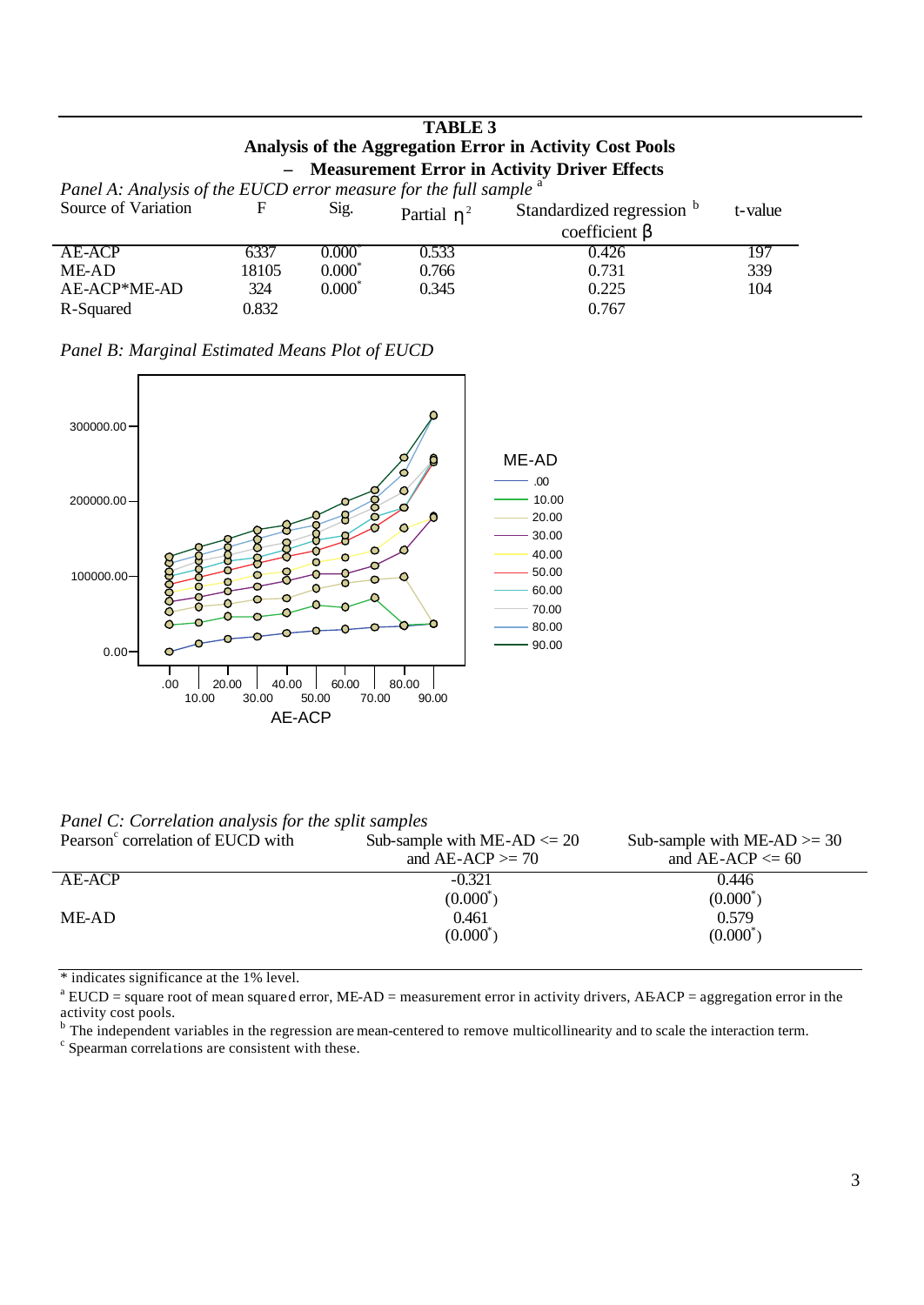**TABLE 3**
**Analysis of the Aggregation Error in Activity Cost Pools**
**– Measurement Error in Activity Driver Effects**

*Panel A: Analysis of the EUCD error measure for the full sample* [a]

| Source of Variation | F | Sig. | Partial $\eta^2$ | Standardized regression [b] coefficient $\beta$ | t-value |
|---|---|---|---|---|---|
| AE-ACP | 6337 | 0.000* | 0.533 | 0.426 | 197 |
| ME-AD | 18105 | 0.000* | 0.766 | 0.731 | 339 |
| AE-ACP*ME-AD | 324 | 0.000* | 0.345 | 0.225 | 104 |
| R-Squared | 0.832 | | | 0.767 | |

*Panel B: Marginal Estimated Means Plot of EUCD*

*Panel C: Correlation analysis for the split samples*

| Pearson[c] correlation of EUCD with | Sub-sample with ME-AD <= 20 and AE-ACP >= 70 | Sub-sample with ME-AD >= 30 and AE-ACP <= 60 |
|---|---|---|
| AE-ACP | -0.321 (0.000*) | 0.446 (0.000*) |
| ME-AD | 0.461 (0.000*) | 0.579 (0.000*) |

* indicates significance at the 1% level.

[a] EUCD = square root of mean squared error, ME-AD = measurement error in activity drivers, AE-ACP = aggregation error in the activity cost pools.

[b] The independent variables in the regression are mean-centered to remove multicollinearity and to scale the interaction term.

[c] Spearman correlations are consistent with these.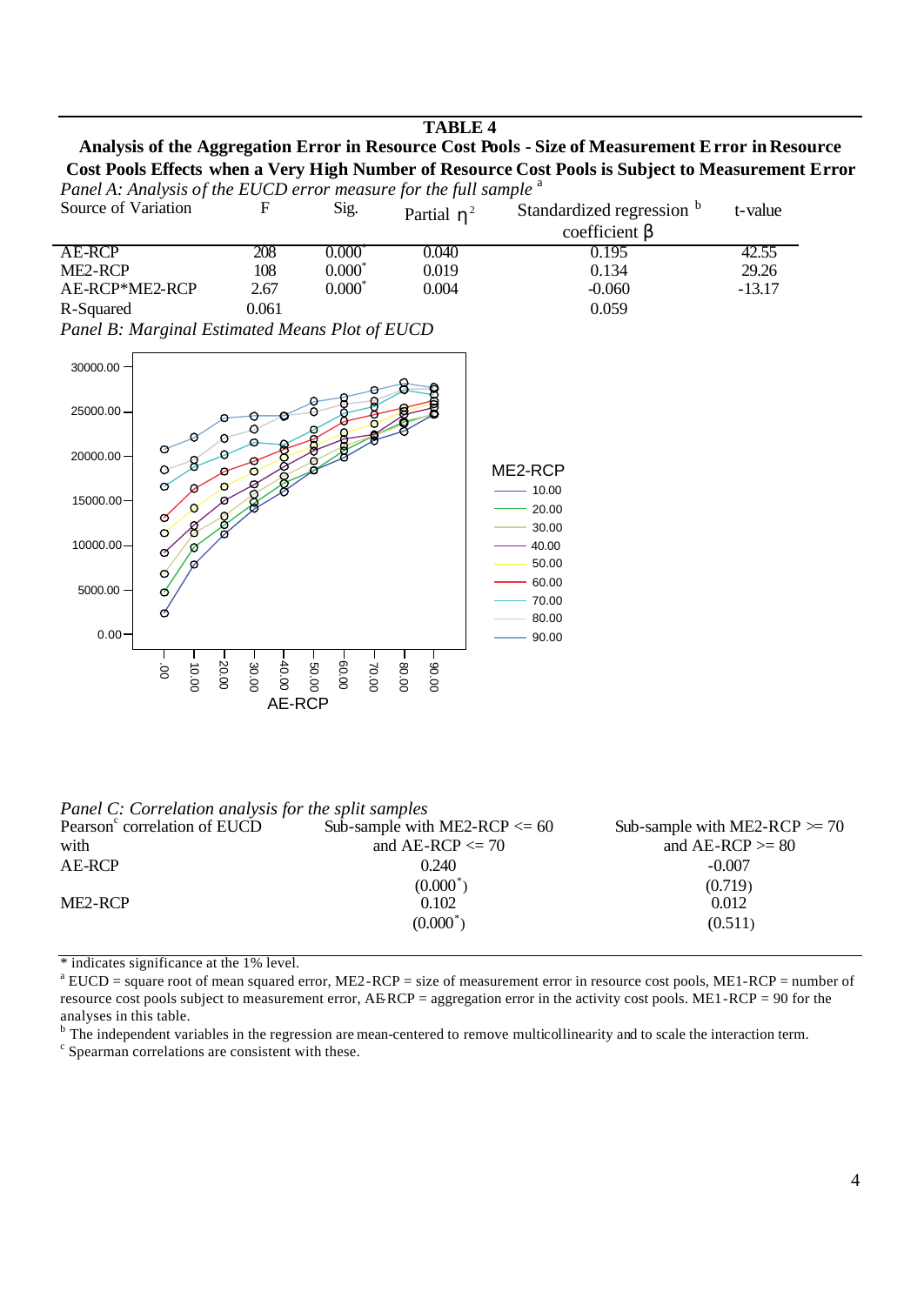**TABLE 4**

**Analysis of the Aggregation Error in Resource Cost Pools - Size of Measurement Error in Resource Cost Pools Effects when a Very High Number of Resource Cost Pools is Subject to Measurement Error**

*Panel A: Analysis of the EUCD error measure for the full sample* [a]

| Source of Variation | F | Sig. | Partial $\eta^2$ | Standardized regression [b] coefficient $\beta$ | t-value |
|---|---|---|---|---|---|
| AE-RCP | 208 | 0.000* | 0.040 | 0.195 | 42.55 |
| ME2-RCP | 108 | 0.000* | 0.019 | 0.134 | 29.26 |
| AE-RCP*ME2-RCP | 2.67 | 0.000* | 0.004 | -0.060 | -13.17 |
| R-Squared | 0.061 | | | 0.059 | |

*Panel B: Marginal Estimated Means Plot of EUCD*

30000.00
25000.00
20000.00
15000.00
10000.00
5000.00
0.00

.00
10.00
20.00
30.00
40.00
50.00
60.00
70.00
80.00
90.00

AE-RCP

ME2-RCP
10.00
20.00
30.00
40.00
50.00
60.00
70.00
80.00
90.00

*Panel C: Correlation analysis for the split samples*

| Pearson[c] correlation of EUCD with | Sub-sample with ME2-RCP <= 60 and AE-RCP <= 70 | Sub-sample with ME2-RCP >= 70 and AE-RCP >= 80 |
|---|---|---|
| AE-RCP | 0.240 | -0.007 |
| | (0.000*) | (0.719) |
| ME2-RCP | 0.102 | 0.012 |
| | (0.000*) | (0.511) |

* indicates significance at the 1% level.

[a] EUCD = square root of mean squared error, ME2-RCP = size of measurement error in resource cost pools, ME1-RCP = number of resource cost pools subject to measurement error, AE-RCP = aggregation error in the activity cost pools. ME1-RCP = 90 for the analyses in this table.

[b] The independent variables in the regression are mean-centered to remove multicollinearity and to scale the interaction term.

[c] Spearman correlations are consistent with these.